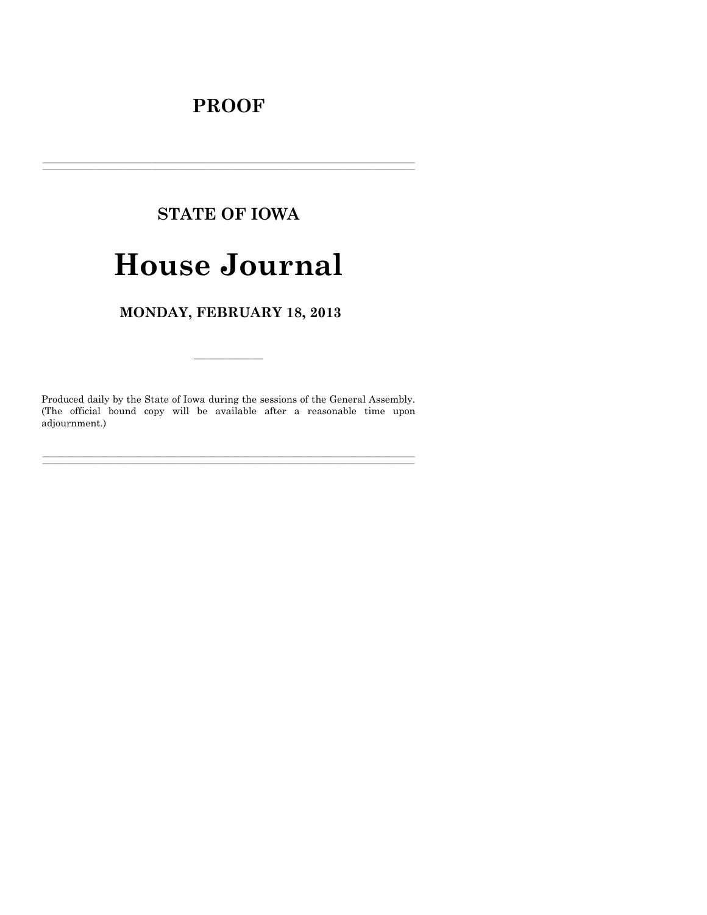# PROOF

---

## STATE OF IOWA

# House Journal

## MONDAY, FEBRUARY 18, 2013

---

Produced daily by the State of Iowa during the sessions of the General Assembly. (The official bound copy will be available after a reasonable time upon adjournment.)

---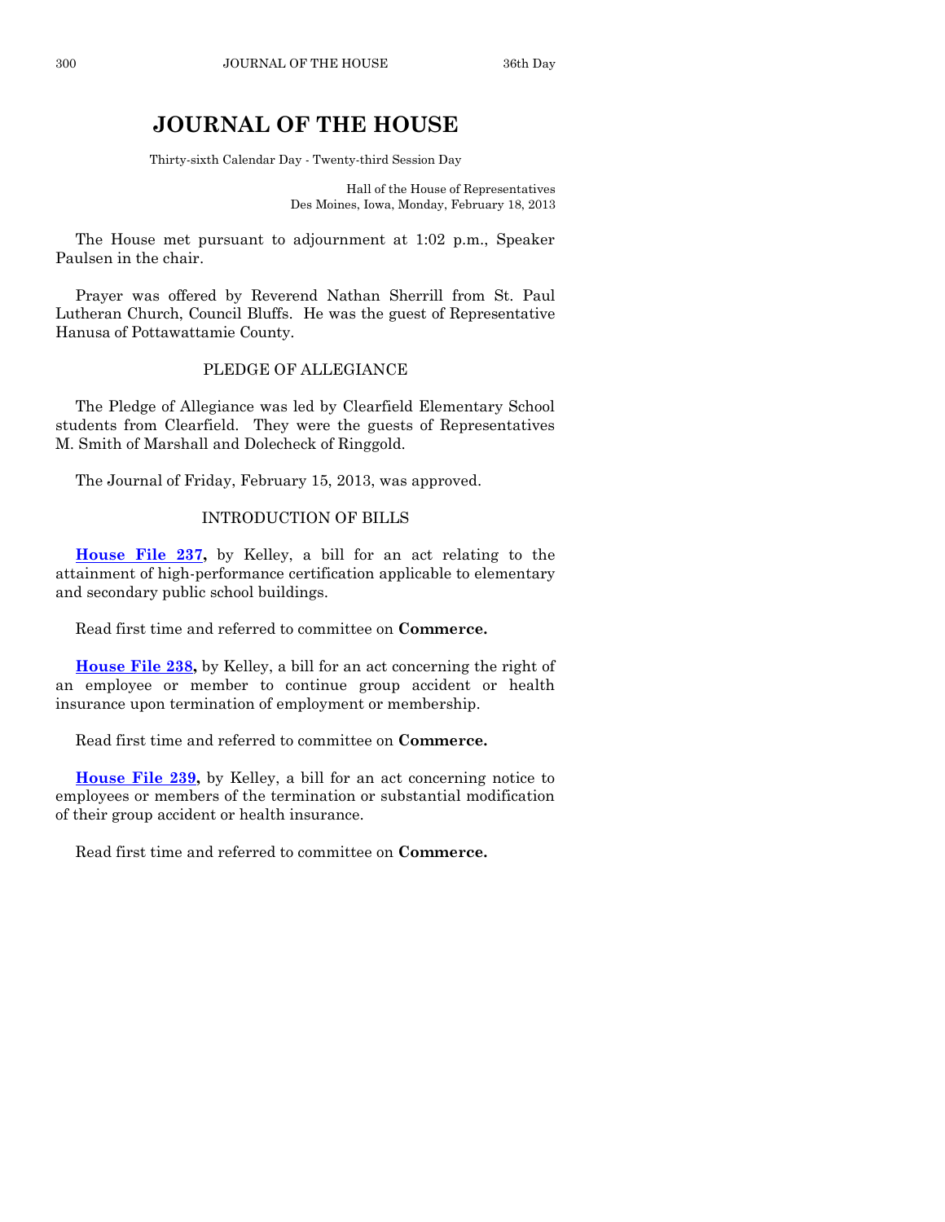# JOURNAL OF THE HOUSE

Thirty-sixth Calendar Day - Twenty-third Session Day

Hall of the House of Representatives
Des Moines, Iowa, Monday, February 18, 2013

The House met pursuant to adjournment at 1:02 p.m., Speaker Paulsen in the chair.

Prayer was offered by Reverend Nathan Sherrill from St. Paul Lutheran Church, Council Bluffs. He was the guest of Representative Hanusa of Pottawattamie County.

## PLEDGE OF ALLEGIANCE

The Pledge of Allegiance was led by Clearfield Elementary School students from Clearfield. They were the guests of Representatives M. Smith of Marshall and Dolecheck of Ringgold.

The Journal of Friday, February 15, 2013, was approved.

## INTRODUCTION OF BILLS

**House File 237,** by Kelley, a bill for an act relating to the attainment of high-performance certification applicable to elementary and secondary public school buildings.

Read first time and referred to committee on **Commerce.**

**House File 238,** by Kelley, a bill for an act concerning the right of an employee or member to continue group accident or health insurance upon termination of employment or membership.

Read first time and referred to committee on **Commerce.**

**House File 239,** by Kelley, a bill for an act concerning notice to employees or members of the termination or substantial modification of their group accident or health insurance.

Read first time and referred to committee on **Commerce.**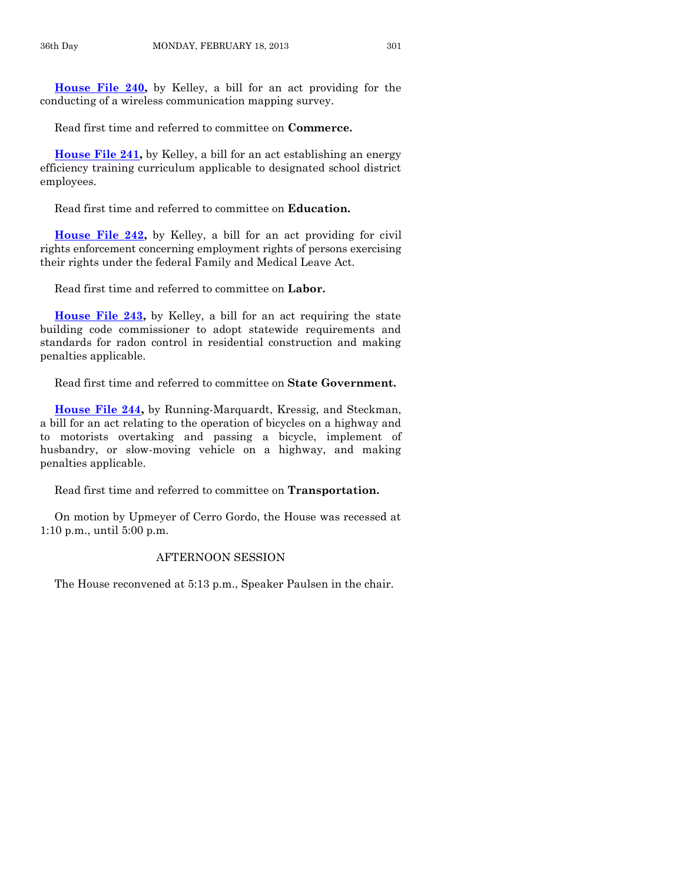**House File 240,** by Kelley, a bill for an act providing for the conducting of a wireless communication mapping survey.

Read first time and referred to committee on **Commerce.**

**House File 241,** by Kelley, a bill for an act establishing an energy efficiency training curriculum applicable to designated school district employees.

Read first time and referred to committee on **Education.**

**House File 242,** by Kelley, a bill for an act providing for civil rights enforcement concerning employment rights of persons exercising their rights under the federal Family and Medical Leave Act.

Read first time and referred to committee on **Labor.**

**House File 243,** by Kelley, a bill for an act requiring the state building code commissioner to adopt statewide requirements and standards for radon control in residential construction and making penalties applicable.

Read first time and referred to committee on **State Government.**

**House File 244,** by Running-Marquardt, Kressig, and Steckman, a bill for an act relating to the operation of bicycles on a highway and to motorists overtaking and passing a bicycle, implement of husbandry, or slow-moving vehicle on a highway, and making penalties applicable.

Read first time and referred to committee on **Transportation.**

On motion by Upmeyer of Cerro Gordo, the House was recessed at 1:10 p.m., until 5:00 p.m.

## AFTERNOON SESSION

The House reconvened at 5:13 p.m., Speaker Paulsen in the chair.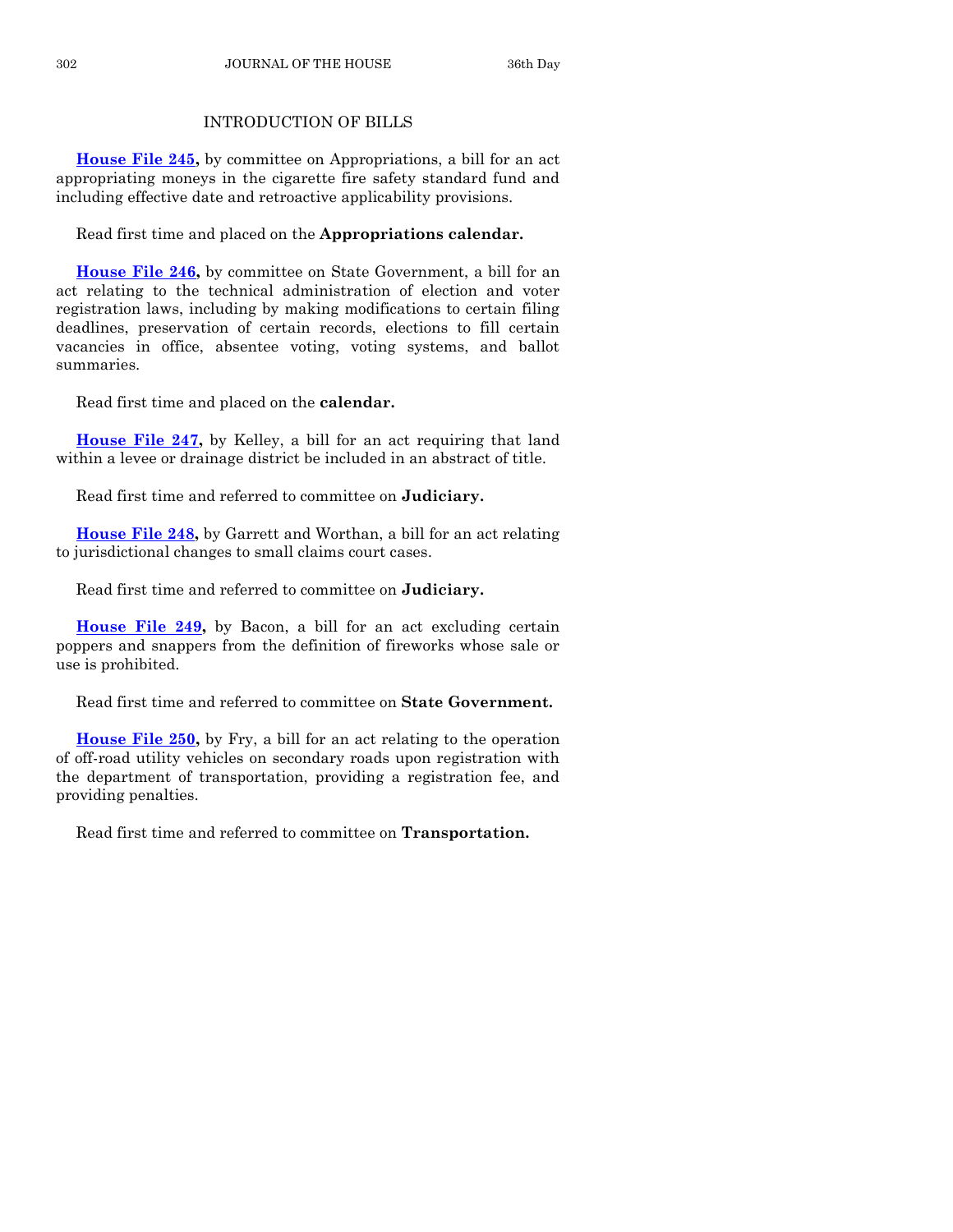## INTRODUCTION OF BILLS

**House File 245,** by committee on Appropriations, a bill for an act appropriating moneys in the cigarette fire safety standard fund and including effective date and retroactive applicability provisions.

Read first time and placed on the **Appropriations calendar.**

**House File 246,** by committee on State Government, a bill for an act relating to the technical administration of election and voter registration laws, including by making modifications to certain filing deadlines, preservation of certain records, elections to fill certain vacancies in office, absentee voting, voting systems, and ballot summaries.

Read first time and placed on the **calendar.**

**House File 247,** by Kelley, a bill for an act requiring that land within a levee or drainage district be included in an abstract of title.

Read first time and referred to committee on **Judiciary.**

**House File 248,** by Garrett and Worthan, a bill for an act relating to jurisdictional changes to small claims court cases.

Read first time and referred to committee on **Judiciary.**

**House File 249,** by Bacon, a bill for an act excluding certain poppers and snappers from the definition of fireworks whose sale or use is prohibited.

Read first time and referred to committee on **State Government.**

**House File 250,** by Fry, a bill for an act relating to the operation of off-road utility vehicles on secondary roads upon registration with the department of transportation, providing a registration fee, and providing penalties.

Read first time and referred to committee on **Transportation.**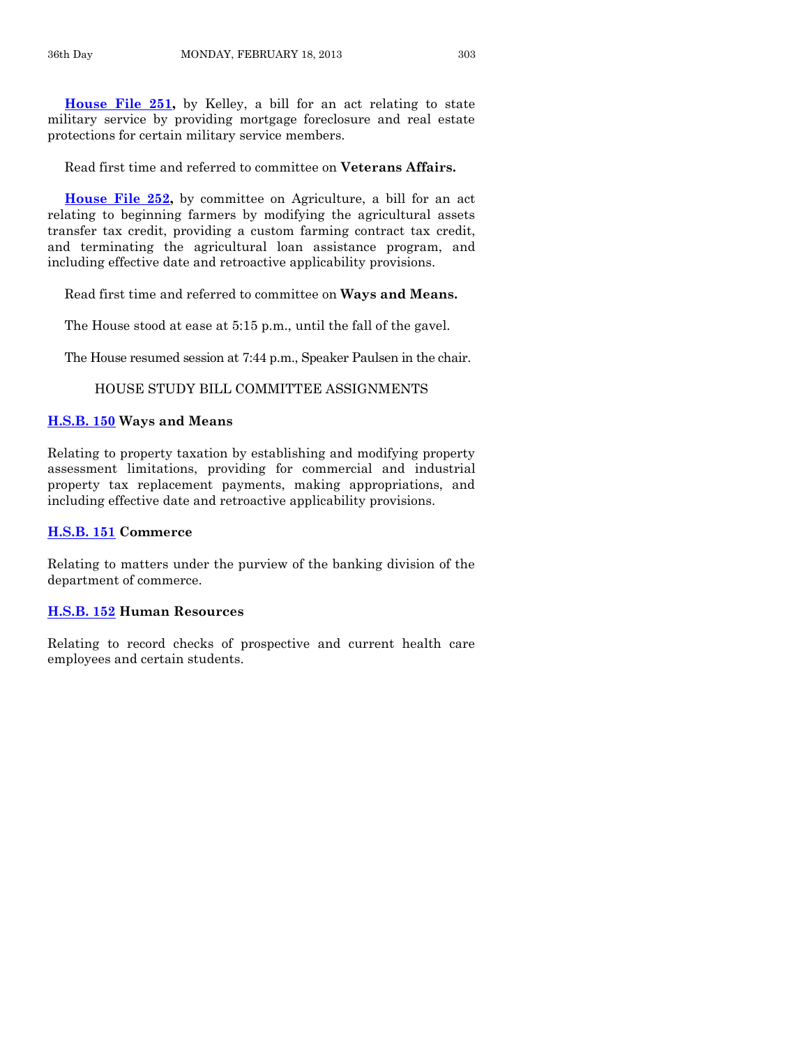**House File 251,** by Kelley, a bill for an act relating to state military service by providing mortgage foreclosure and real estate protections for certain military service members.

Read first time and referred to committee on **Veterans Affairs.**

**House File 252,** by committee on Agriculture, a bill for an act relating to beginning farmers by modifying the agricultural assets transfer tax credit, providing a custom farming contract tax credit, and terminating the agricultural loan assistance program, and including effective date and retroactive applicability provisions.

Read first time and referred to committee on **Ways and Means.**

The House stood at ease at 5:15 p.m., until the fall of the gavel.

The House resumed session at 7:44 p.m., Speaker Paulsen in the chair.

HOUSE STUDY BILL COMMITTEE ASSIGNMENTS

**H.S.B. 150 Ways and Means**

Relating to property taxation by establishing and modifying property assessment limitations, providing for commercial and industrial property tax replacement payments, making appropriations, and including effective date and retroactive applicability provisions.

**H.S.B. 151 Commerce**

Relating to matters under the purview of the banking division of the department of commerce.

**H.S.B. 152 Human Resources**

Relating to record checks of prospective and current health care employees and certain students.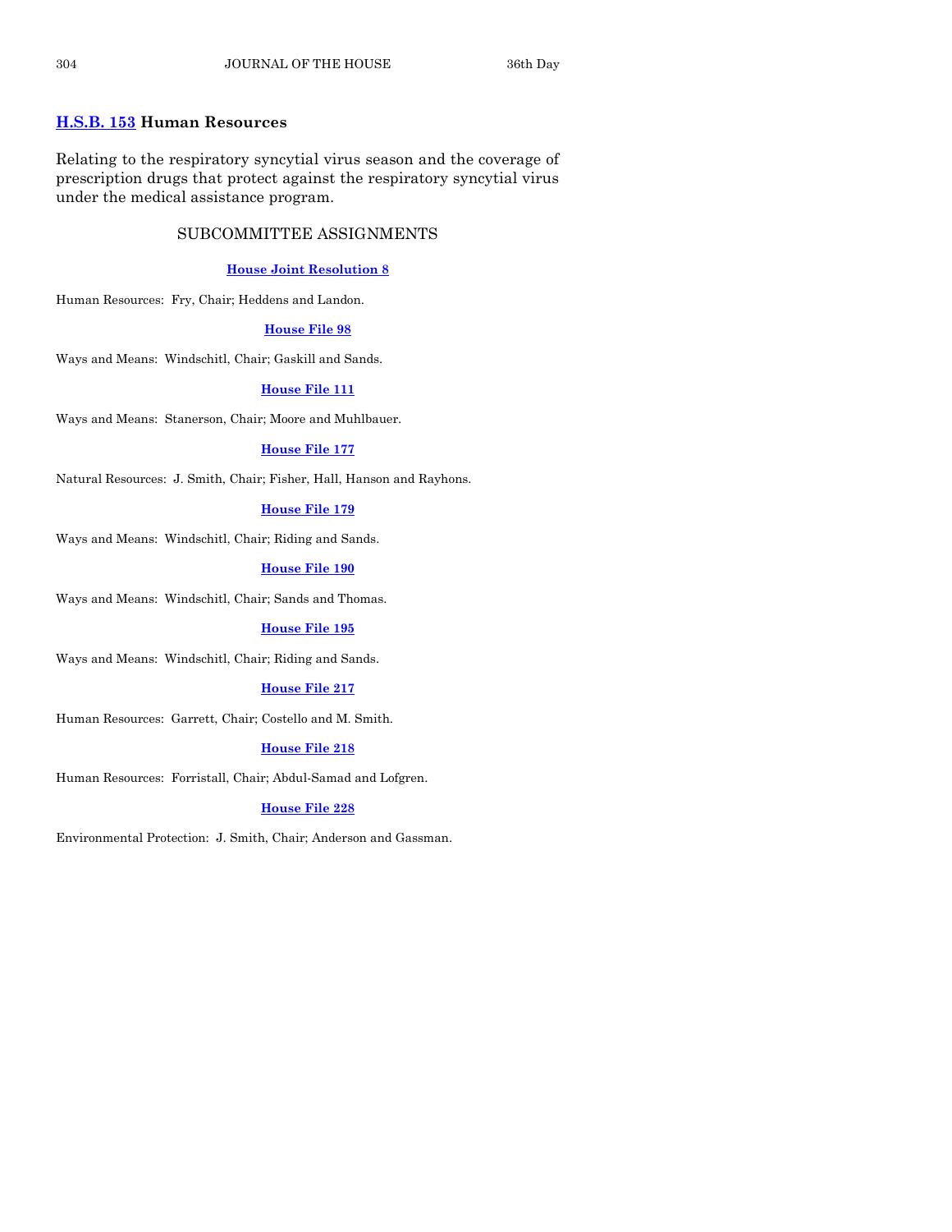**H.S.B. 153 Human Resources**

Relating to the respiratory syncytial virus season and the coverage of prescription drugs that protect against the respiratory syncytial virus under the medical assistance program.

## SUBCOMMITTEE ASSIGNMENTS

**House Joint Resolution 8**

Human Resources: Fry, Chair; Heddens and Landon.

**House File 98**

Ways and Means: Windschitl, Chair; Gaskill and Sands.

**House File 111**

Ways and Means: Stanerson, Chair; Moore and Muhlbauer.

**House File 177**

Natural Resources: J. Smith, Chair; Fisher, Hall, Hanson and Rayhons.

**House File 179**

Ways and Means: Windschitl, Chair; Riding and Sands.

**House File 190**

Ways and Means: Windschitl, Chair; Sands and Thomas.

**House File 195**

Ways and Means: Windschitl, Chair; Riding and Sands.

**House File 217**

Human Resources: Garrett, Chair; Costello and M. Smith.

**House File 218**

Human Resources: Forristall, Chair; Abdul-Samad and Lofgren.

**House File 228**

Environmental Protection: J. Smith, Chair; Anderson and Gassman.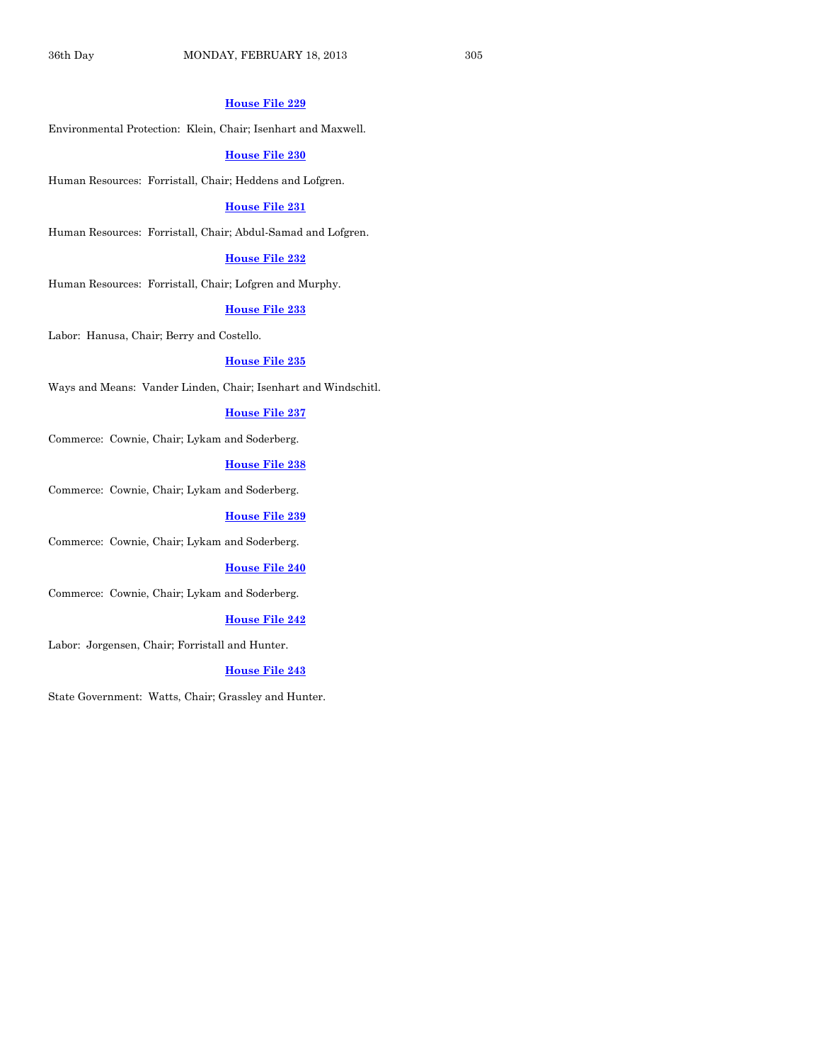**House File 229**

Environmental Protection: Klein, Chair; Isenhart and Maxwell.

**House File 230**

Human Resources: Forristall, Chair; Heddens and Lofgren.

**House File 231**

Human Resources: Forristall, Chair; Abdul-Samad and Lofgren.

**House File 232**

Human Resources: Forristall, Chair; Lofgren and Murphy.

**House File 233**

Labor: Hanusa, Chair; Berry and Costello.

**House File 235**

Ways and Means: Vander Linden, Chair; Isenhart and Windschitl.

**House File 237**

Commerce: Cownie, Chair; Lykam and Soderberg.

**House File 238**

Commerce: Cownie, Chair; Lykam and Soderberg.

**House File 239**

Commerce: Cownie, Chair; Lykam and Soderberg.

**House File 240**

Commerce: Cownie, Chair; Lykam and Soderberg.

**House File 242**

Labor: Jorgensen, Chair; Forristall and Hunter.

**House File 243**

State Government: Watts, Chair; Grassley and Hunter.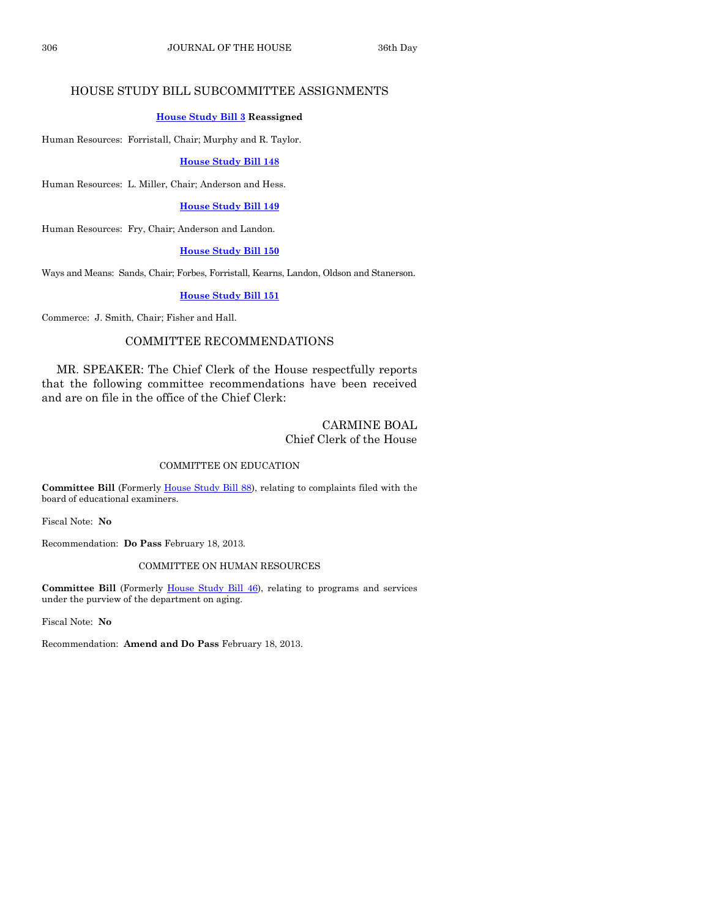## HOUSE STUDY BILL SUBCOMMITTEE ASSIGNMENTS

**House Study Bill 3 Reassigned**

Human Resources: Forristall, Chair; Murphy and R. Taylor.

**House Study Bill 148**

Human Resources: L. Miller, Chair; Anderson and Hess.

**House Study Bill 149**

Human Resources: Fry, Chair; Anderson and Landon.

**House Study Bill 150**

Ways and Means: Sands, Chair; Forbes, Forristall, Kearns, Landon, Oldson and Stanerson.

**House Study Bill 151**

Commerce: J. Smith, Chair; Fisher and Hall.

## COMMITTEE RECOMMENDATIONS

MR. SPEAKER: The Chief Clerk of the House respectfully reports that the following committee recommendations have been received and are on file in the office of the Chief Clerk:

CARMINE BOAL
Chief Clerk of the House

### COMMITTEE ON EDUCATION

**Committee Bill** (Formerly House Study Bill 88), relating to complaints filed with the board of educational examiners.

Fiscal Note: **No**

Recommendation: **Do Pass** February 18, 2013.

### COMMITTEE ON HUMAN RESOURCES

**Committee Bill** (Formerly House Study Bill 46), relating to programs and services under the purview of the department on aging.

Fiscal Note: **No**

Recommendation: **Amend and Do Pass** February 18, 2013.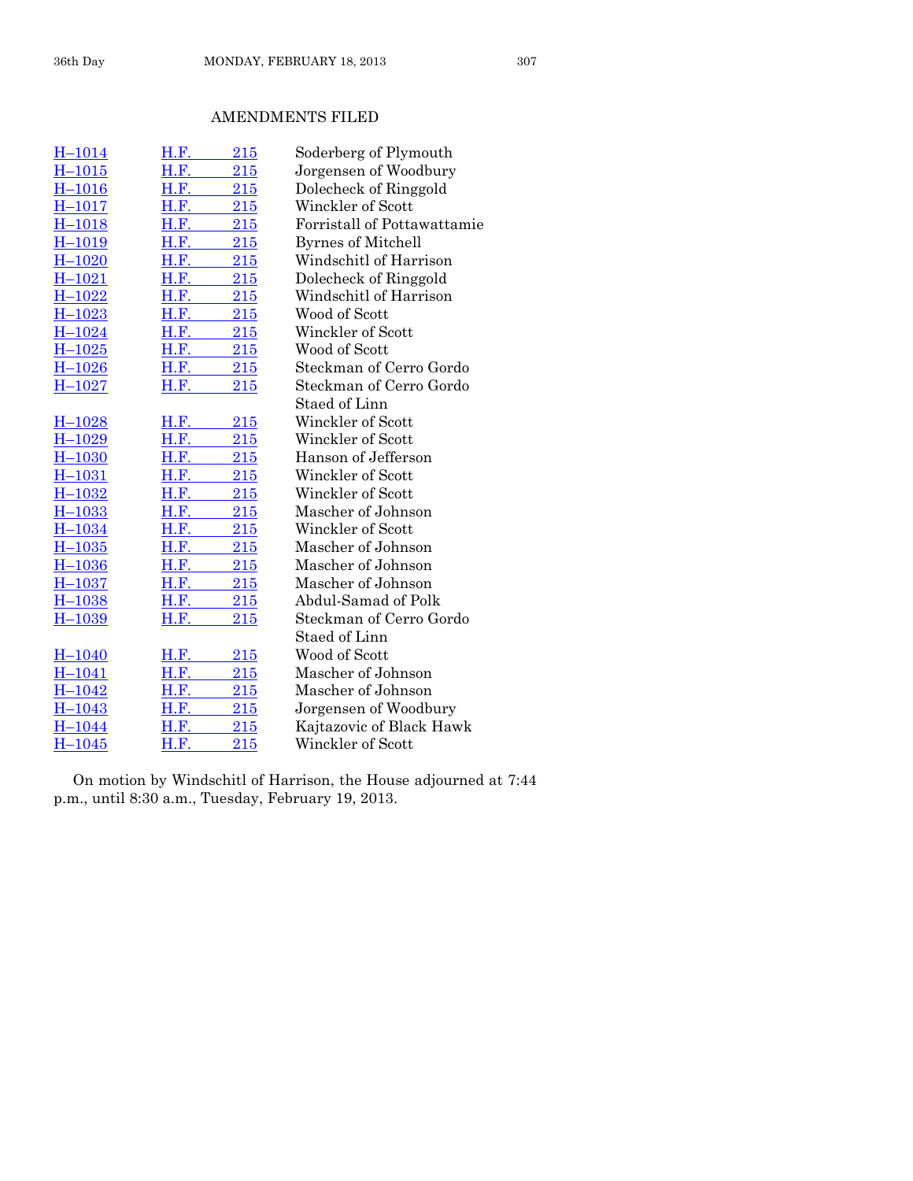## AMENDMENTS FILED

| | | |
|---|---|---|
| H–1014 | H.F. 215 | Soderberg of Plymouth |
| H–1015 | H.F. 215 | Jorgensen of Woodbury |
| H–1016 | H.F. 215 | Dolecheck of Ringgold |
| H–1017 | H.F. 215 | Winckler of Scott |
| H–1018 | H.F. 215 | Forristall of Pottawattamie |
| H–1019 | H.F. 215 | Byrnes of Mitchell |
| H–1020 | H.F. 215 | Windschitl of Harrison |
| H–1021 | H.F. 215 | Dolecheck of Ringgold |
| H–1022 | H.F. 215 | Windschitl of Harrison |
| H–1023 | H.F. 215 | Wood of Scott |
| H–1024 | H.F. 215 | Winckler of Scott |
| H–1025 | H.F. 215 | Wood of Scott |
| H–1026 | H.F. 215 | Steckman of Cerro Gordo |
| H–1027 | H.F. 215 | Steckman of Cerro Gordo<br>Staed of Linn |
| H–1028 | H.F. 215 | Winckler of Scott |
| H–1029 | H.F. 215 | Winckler of Scott |
| H–1030 | H.F. 215 | Hanson of Jefferson |
| H–1031 | H.F. 215 | Winckler of Scott |
| H–1032 | H.F. 215 | Winckler of Scott |
| H–1033 | H.F. 215 | Mascher of Johnson |
| H–1034 | H.F. 215 | Winckler of Scott |
| H–1035 | H.F. 215 | Mascher of Johnson |
| H–1036 | H.F. 215 | Mascher of Johnson |
| H–1037 | H.F. 215 | Mascher of Johnson |
| H–1038 | H.F. 215 | Abdul-Samad of Polk |
| H–1039 | H.F. 215 | Steckman of Cerro Gordo<br>Staed of Linn |
| H–1040 | H.F. 215 | Wood of Scott |
| H–1041 | H.F. 215 | Mascher of Johnson |
| H–1042 | H.F. 215 | Mascher of Johnson |
| H–1043 | H.F. 215 | Jorgensen of Woodbury |
| H–1044 | H.F. 215 | Kajtazovic of Black Hawk |
| H–1045 | H.F. 215 | Winckler of Scott |

On motion by Windschitl of Harrison, the House adjourned at 7:44 p.m., until 8:30 a.m., Tuesday, February 19, 2013.